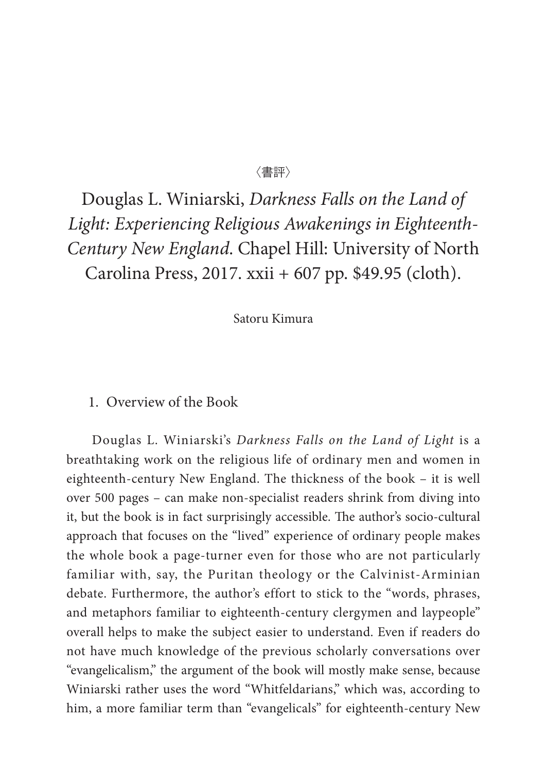〈書評〉

# Douglas L. Winiarski, *Darkness Falls on the Land of Light: Experiencing Religious Awakenings in Eighteenth-Century New England*. Chapel Hill: University of North Carolina Press, 2017. xxii + 607 pp. $49.95 (cloth).

Satoru Kimura

## 1. Overview of the Book

Douglas L. Winiarski's *Darkness Falls on the Land of Light* is a breathtaking work on the religious life of ordinary men and women in eighteenth-century New England. The thickness of the book – it is well over 500 pages – can make non-specialist readers shrink from diving into it, but the book is in fact surprisingly accessible. The author's socio-cultural approach that focuses on the "lived" experience of ordinary people makes the whole book a page-turner even for those who are not particularly familiar with, say, the Puritan theology or the Calvinist-Arminian debate. Furthermore, the author's effort to stick to the "words, phrases, and metaphors familiar to eighteenth-century clergymen and laypeople" overall helps to make the subject easier to understand. Even if readers do not have much knowledge of the previous scholarly conversations over "evangelicalism," the argument of the book will mostly make sense, because Winiarski rather uses the word "Whitfeldarians," which was, according to him, a more familiar term than "evangelicals" for eighteenth-century New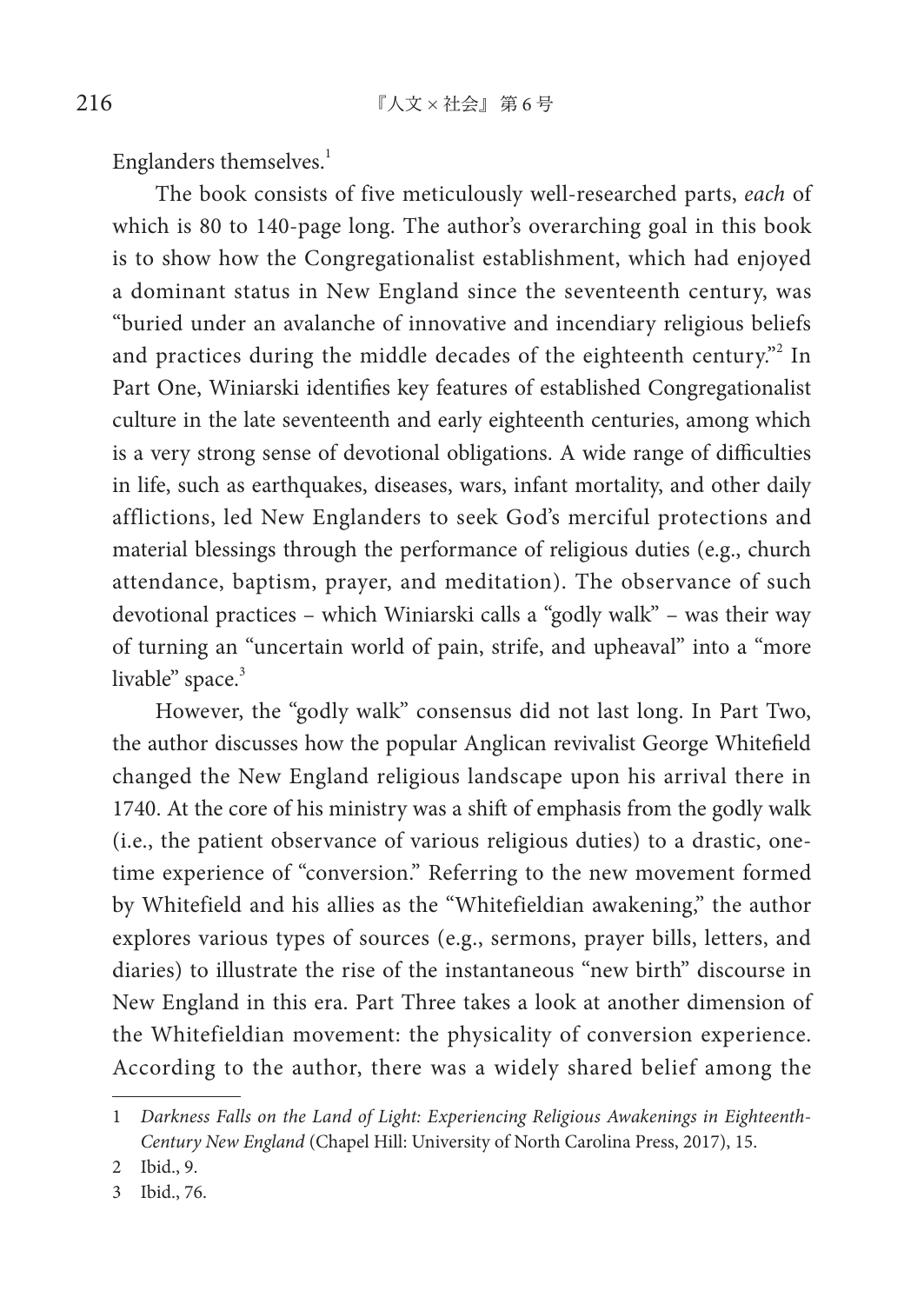Englanders themselves.[1]

The book consists of five meticulously well-researched parts, *each* of which is 80 to 140-page long. The author's overarching goal in this book is to show how the Congregationalist establishment, which had enjoyed a dominant status in New England since the seventeenth century, was "buried under an avalanche of innovative and incendiary religious beliefs and practices during the middle decades of the eighteenth century."[2] In Part One, Winiarski identifies key features of established Congregationalist culture in the late seventeenth and early eighteenth centuries, among which is a very strong sense of devotional obligations. A wide range of difficulties in life, such as earthquakes, diseases, wars, infant mortality, and other daily afflictions, led New Englanders to seek God's merciful protections and material blessings through the performance of religious duties (e.g., church attendance, baptism, prayer, and meditation). The observance of such devotional practices – which Winiarski calls a "godly walk" – was their way of turning an "uncertain world of pain, strife, and upheaval" into a "more livable" space.[3]

However, the "godly walk" consensus did not last long. In Part Two, the author discusses how the popular Anglican revivalist George Whitefield changed the New England religious landscape upon his arrival there in 1740. At the core of his ministry was a shift of emphasis from the godly walk (i.e., the patient observance of various religious duties) to a drastic, one-time experience of "conversion." Referring to the new movement formed by Whitefield and his allies as the "Whitefieldian awakening," the author explores various types of sources (e.g., sermons, prayer bills, letters, and diaries) to illustrate the rise of the instantaneous "new birth" discourse in New England in this era. Part Three takes a look at another dimension of the Whitefieldian movement: the physicality of conversion experience. According to the author, there was a widely shared belief among the

---

1 *Darkness Falls on the Land of Light: Experiencing Religious Awakenings in Eighteenth-Century New England* (Chapel Hill: University of North Carolina Press, 2017), 15.

2 Ibid., 9.

3 Ibid., 76.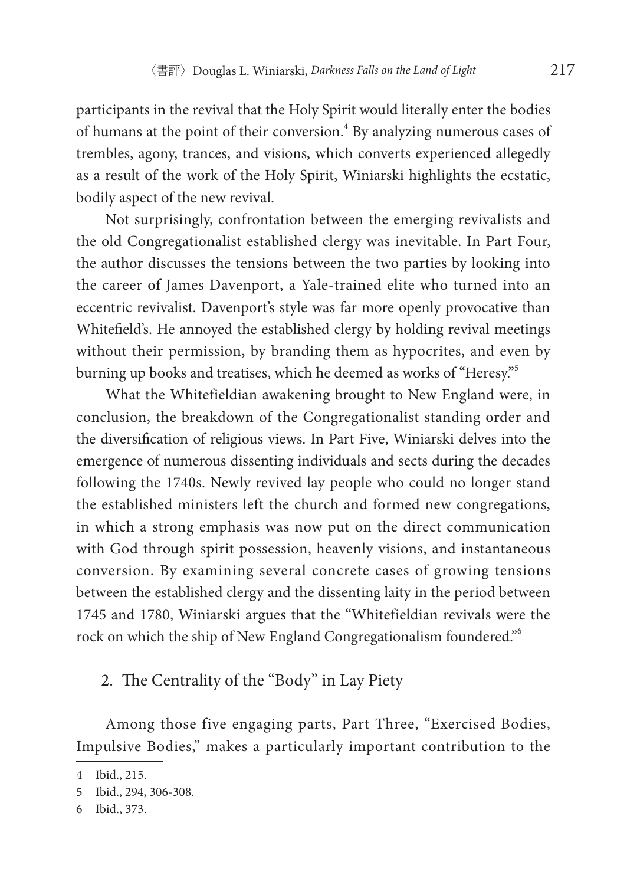participants in the revival that the Holy Spirit would literally enter the bodies of humans at the point of their conversion.[4] By analyzing numerous cases of trembles, agony, trances, and visions, which converts experienced allegedly as a result of the work of the Holy Spirit, Winiarski highlights the ecstatic, bodily aspect of the new revival.

Not surprisingly, confrontation between the emerging revivalists and the old Congregationalist established clergy was inevitable. In Part Four, the author discusses the tensions between the two parties by looking into the career of James Davenport, a Yale-trained elite who turned into an eccentric revivalist. Davenport's style was far more openly provocative than Whitefield's. He annoyed the established clergy by holding revival meetings without their permission, by branding them as hypocrites, and even by burning up books and treatises, which he deemed as works of "Heresy."[5]

What the Whitefieldian awakening brought to New England were, in conclusion, the breakdown of the Congregationalist standing order and the diversification of religious views. In Part Five, Winiarski delves into the emergence of numerous dissenting individuals and sects during the decades following the 1740s. Newly revived lay people who could no longer stand the established ministers left the church and formed new congregations, in which a strong emphasis was now put on the direct communication with God through spirit possession, heavenly visions, and instantaneous conversion. By examining several concrete cases of growing tensions between the established clergy and the dissenting laity in the period between 1745 and 1780, Winiarski argues that the "Whitefieldian revivals were the rock on which the ship of New England Congregationalism foundered."[6]

## 2. The Centrality of the "Body" in Lay Piety

Among those five engaging parts, Part Three, "Exercised Bodies, Impulsive Bodies," makes a particularly important contribution to the

---

4 Ibid., 215.

5 Ibid., 294, 306-308.

6 Ibid., 373.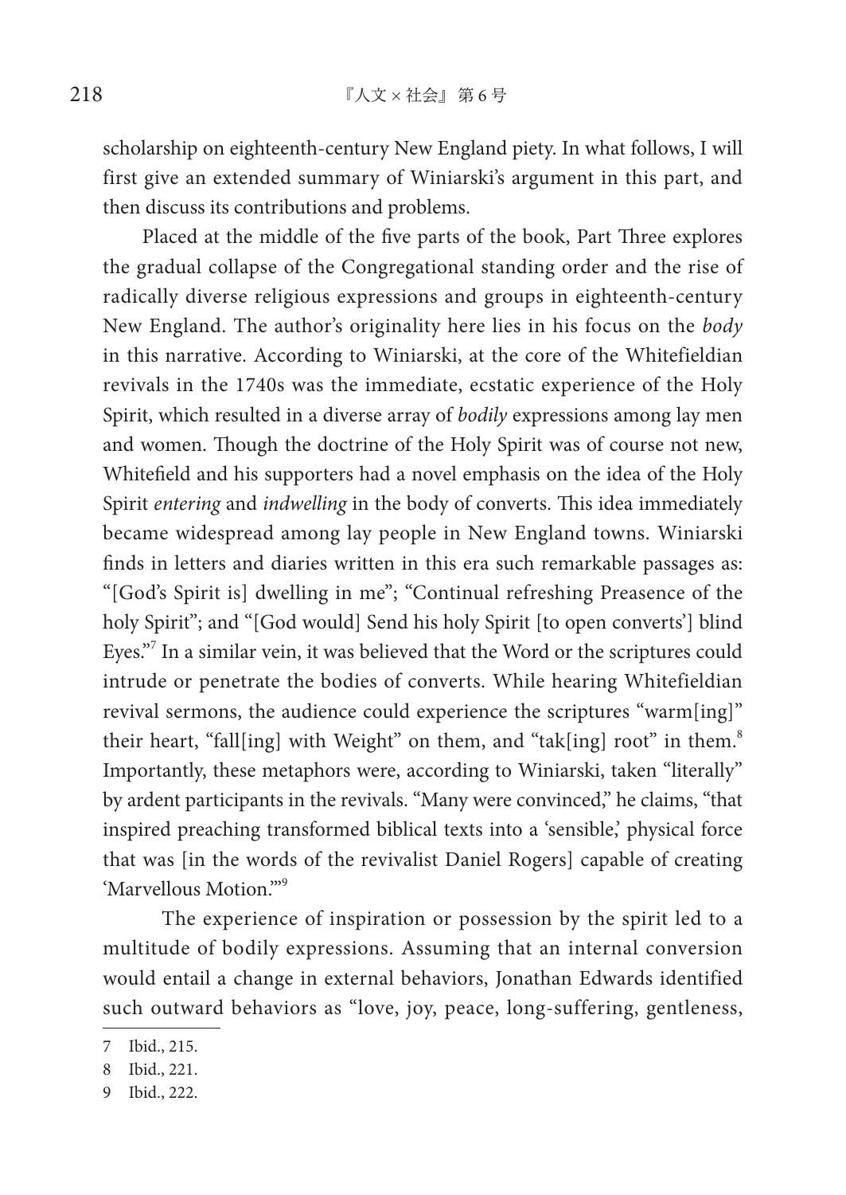scholarship on eighteenth-century New England piety. In what follows, I will first give an extended summary of Winiarski's argument in this part, and then discuss its contributions and problems.

Placed at the middle of the five parts of the book, Part Three explores the gradual collapse of the Congregational standing order and the rise of radically diverse religious expressions and groups in eighteenth-century New England. The author's originality here lies in his focus on the *body* in this narrative. According to Winiarski, at the core of the Whitefieldian revivals in the 1740s was the immediate, ecstatic experience of the Holy Spirit, which resulted in a diverse array of *bodily* expressions among lay men and women. Though the doctrine of the Holy Spirit was of course not new, Whitefield and his supporters had a novel emphasis on the idea of the Holy Spirit *entering* and *indwelling* in the body of converts. This idea immediately became widespread among lay people in New England towns. Winiarski finds in letters and diaries written in this era such remarkable passages as: "[God's Spirit is] dwelling in me"; "Continual refreshing Preasence of the holy Spirit"; and "[God would] Send his holy Spirit [to open converts'] blind Eyes."[7] In a similar vein, it was believed that the Word or the scriptures could intrude or penetrate the bodies of converts. While hearing Whitefieldian revival sermons, the audience could experience the scriptures "warm[ing]" their heart, "fall[ing] with Weight" on them, and "tak[ing] root" in them.[8] Importantly, these metaphors were, according to Winiarski, taken "literally" by ardent participants in the revivals. "Many were convinced," he claims, "that inspired preaching transformed biblical texts into a 'sensible,' physical force that was [in the words of the revivalist Daniel Rogers] capable of creating 'Marvellous Motion.'"[9]

The experience of inspiration or possession by the spirit led to a multitude of bodily expressions. Assuming that an internal conversion would entail a change in external behaviors, Jonathan Edwards identified such outward behaviors as "love, joy, peace, long-suffering, gentleness,

7 Ibid., 215.

8 Ibid., 221.

9 Ibid., 222.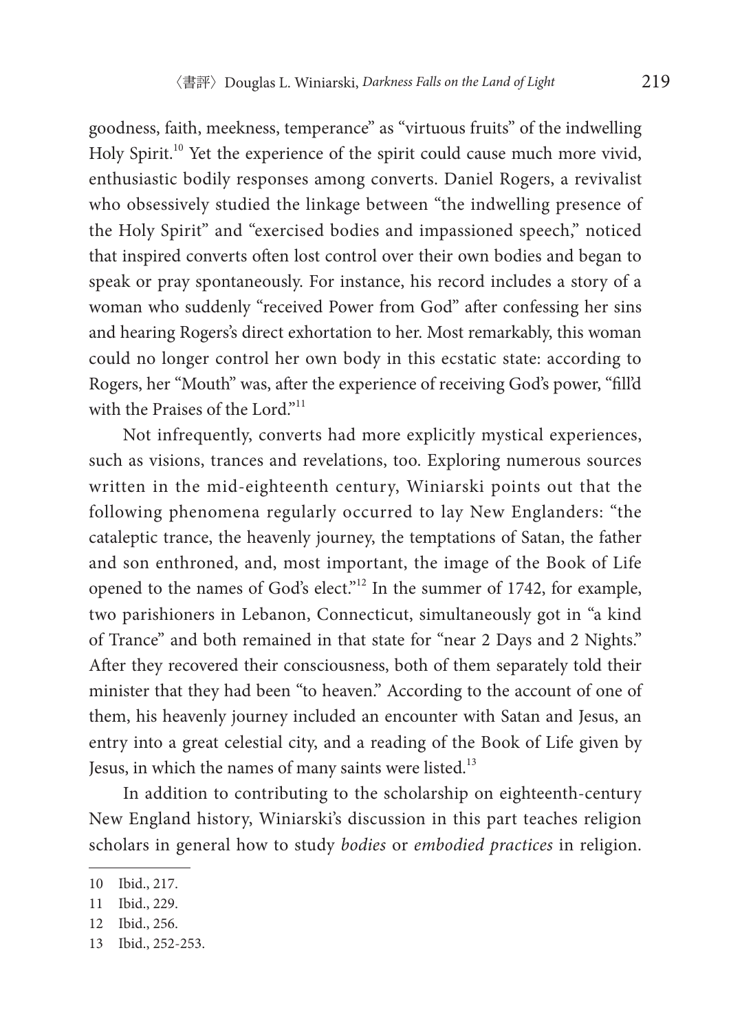goodness, faith, meekness, temperance" as "virtuous fruits" of the indwelling Holy Spirit.[10] Yet the experience of the spirit could cause much more vivid, enthusiastic bodily responses among converts. Daniel Rogers, a revivalist who obsessively studied the linkage between "the indwelling presence of the Holy Spirit" and "exercised bodies and impassioned speech," noticed that inspired converts often lost control over their own bodies and began to speak or pray spontaneously. For instance, his record includes a story of a woman who suddenly "received Power from God" after confessing her sins and hearing Rogers's direct exhortation to her. Most remarkably, this woman could no longer control her own body in this ecstatic state: according to Rogers, her "Mouth" was, after the experience of receiving God's power, "fill'd with the Praises of the Lord."[11]

Not infrequently, converts had more explicitly mystical experiences, such as visions, trances and revelations, too. Exploring numerous sources written in the mid-eighteenth century, Winiarski points out that the following phenomena regularly occurred to lay New Englanders: "the cataleptic trance, the heavenly journey, the temptations of Satan, the father and son enthroned, and, most important, the image of the Book of Life opened to the names of God's elect."[12] In the summer of 1742, for example, two parishioners in Lebanon, Connecticut, simultaneously got in "a kind of Trance" and both remained in that state for "near 2 Days and 2 Nights." After they recovered their consciousness, both of them separately told their minister that they had been "to heaven." According to the account of one of them, his heavenly journey included an encounter with Satan and Jesus, an entry into a great celestial city, and a reading of the Book of Life given by Jesus, in which the names of many saints were listed.[13]

In addition to contributing to the scholarship on eighteenth-century New England history, Winiarski's discussion in this part teaches religion scholars in general how to study *bodies* or *embodied practices* in religion.

---

10 Ibid., 217.

11 Ibid., 229.

12 Ibid., 256.

13 Ibid., 252-253.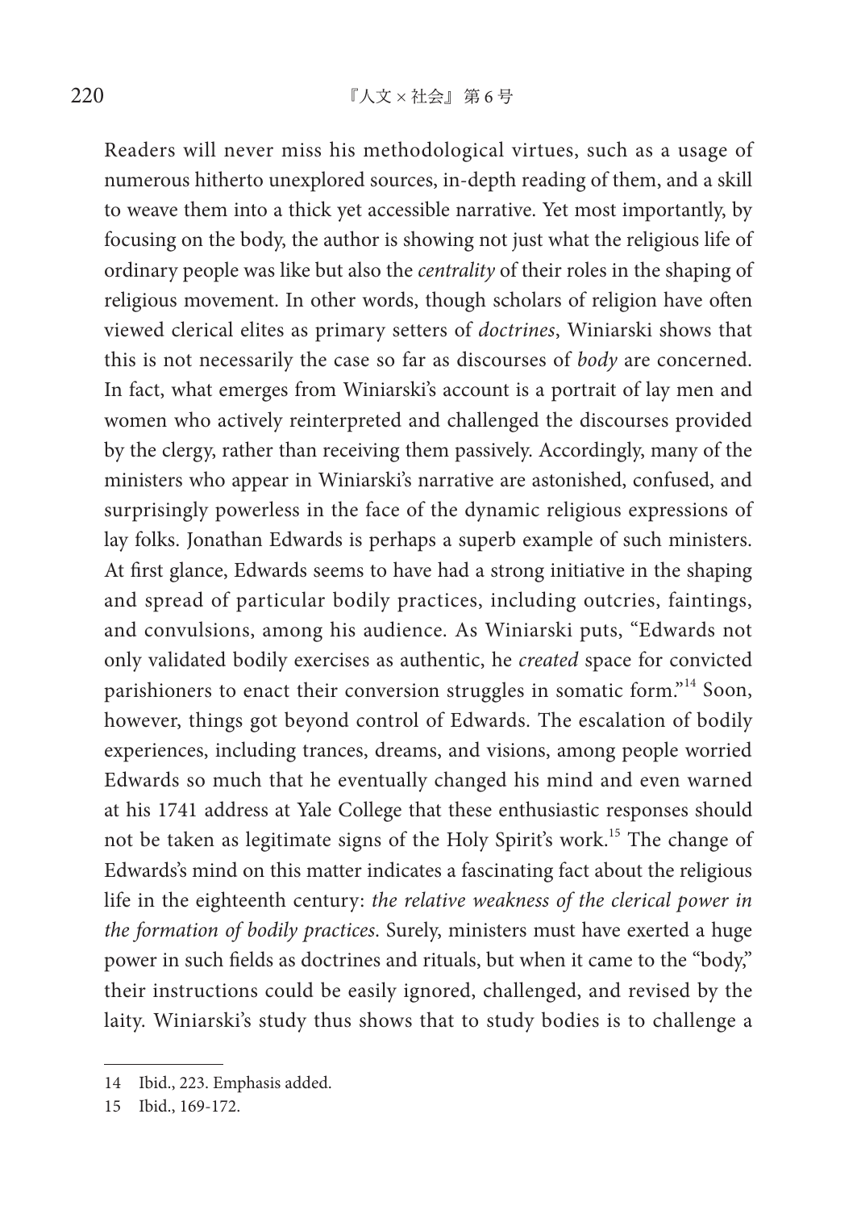Readers will never miss his methodological virtues, such as a usage of numerous hitherto unexplored sources, in-depth reading of them, and a skill to weave them into a thick yet accessible narrative. Yet most importantly, by focusing on the body, the author is showing not just what the religious life of ordinary people was like but also the *centrality* of their roles in the shaping of religious movement. In other words, though scholars of religion have often viewed clerical elites as primary setters of *doctrines*, Winiarski shows that this is not necessarily the case so far as discourses of *body* are concerned. In fact, what emerges from Winiarski's account is a portrait of lay men and women who actively reinterpreted and challenged the discourses provided by the clergy, rather than receiving them passively. Accordingly, many of the ministers who appear in Winiarski's narrative are astonished, confused, and surprisingly powerless in the face of the dynamic religious expressions of lay folks. Jonathan Edwards is perhaps a superb example of such ministers. At first glance, Edwards seems to have had a strong initiative in the shaping and spread of particular bodily practices, including outcries, faintings, and convulsions, among his audience. As Winiarski puts, "Edwards not only validated bodily exercises as authentic, he *created* space for convicted parishioners to enact their conversion struggles in somatic form."[14] Soon, however, things got beyond control of Edwards. The escalation of bodily experiences, including trances, dreams, and visions, among people worried Edwards so much that he eventually changed his mind and even warned at his 1741 address at Yale College that these enthusiastic responses should not be taken as legitimate signs of the Holy Spirit's work.[15] The change of Edwards's mind on this matter indicates a fascinating fact about the religious life in the eighteenth century: *the relative weakness of the clerical power in the formation of bodily practices*. Surely, ministers must have exerted a huge power in such fields as doctrines and rituals, but when it came to the "body," their instructions could be easily ignored, challenged, and revised by the laity. Winiarski's study thus shows that to study bodies is to challenge a

---

14 Ibid., 223. Emphasis added.

15 Ibid., 169-172.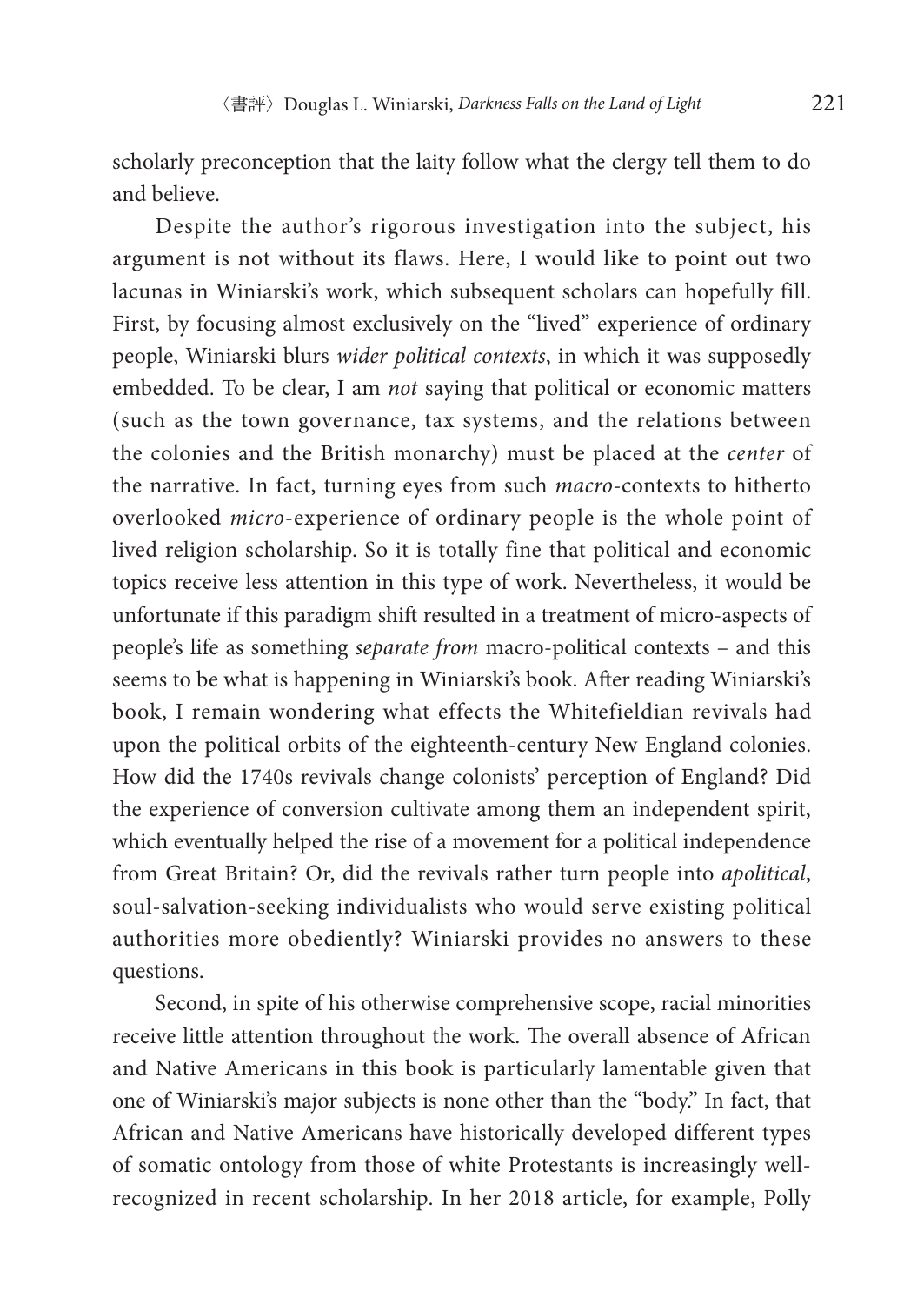scholarly preconception that the laity follow what the clergy tell them to do and believe.

Despite the author's rigorous investigation into the subject, his argument is not without its flaws. Here, I would like to point out two lacunas in Winiarski's work, which subsequent scholars can hopefully fill. First, by focusing almost exclusively on the "lived" experience of ordinary people, Winiarski blurs *wider political contexts*, in which it was supposedly embedded. To be clear, I am *not* saying that political or economic matters (such as the town governance, tax systems, and the relations between the colonies and the British monarchy) must be placed at the *center* of the narrative. In fact, turning eyes from such *macro*-contexts to hitherto overlooked *micro*-experience of ordinary people is the whole point of lived religion scholarship. So it is totally fine that political and economic topics receive less attention in this type of work. Nevertheless, it would be unfortunate if this paradigm shift resulted in a treatment of micro-aspects of people's life as something *separate from* macro-political contexts – and this seems to be what is happening in Winiarski's book. After reading Winiarski's book, I remain wondering what effects the Whitefieldian revivals had upon the political orbits of the eighteenth-century New England colonies. How did the 1740s revivals change colonists' perception of England? Did the experience of conversion cultivate among them an independent spirit, which eventually helped the rise of a movement for a political independence from Great Britain? Or, did the revivals rather turn people into *apolitical*, soul-salvation-seeking individualists who would serve existing political authorities more obediently? Winiarski provides no answers to these questions.

Second, in spite of his otherwise comprehensive scope, racial minorities receive little attention throughout the work. The overall absence of African and Native Americans in this book is particularly lamentable given that one of Winiarski's major subjects is none other than the "body." In fact, that African and Native Americans have historically developed different types of somatic ontology from those of white Protestants is increasingly well-recognized in recent scholarship. In her 2018 article, for example, Polly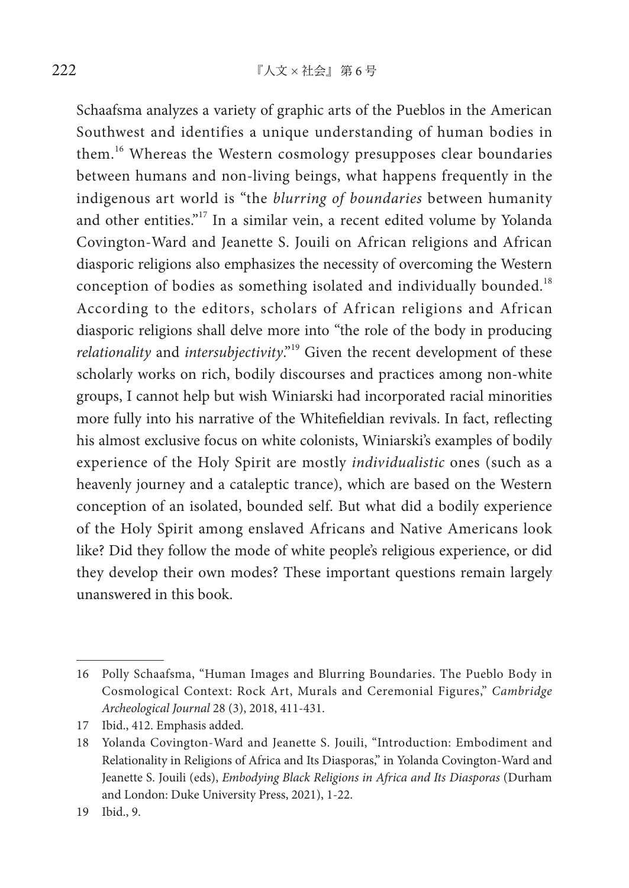Schaafsma analyzes a variety of graphic arts of the Pueblos in the American Southwest and identifies a unique understanding of human bodies in them.[16] Whereas the Western cosmology presupposes clear boundaries between humans and non-living beings, what happens frequently in the indigenous art world is "the *blurring of boundaries* between humanity and other entities."[17] In a similar vein, a recent edited volume by Yolanda Covington-Ward and Jeanette S. Jouili on African religions and African diasporic religions also emphasizes the necessity of overcoming the Western conception of bodies as something isolated and individually bounded.[18] According to the editors, scholars of African religions and African diasporic religions shall delve more into "the role of the body in producing *relationality* and *intersubjectivity*."[19] Given the recent development of these scholarly works on rich, bodily discourses and practices among non-white groups, I cannot help but wish Winiarski had incorporated racial minorities more fully into his narrative of the Whitefieldian revivals. In fact, reflecting his almost exclusive focus on white colonists, Winiarski's examples of bodily experience of the Holy Spirit are mostly *individualistic* ones (such as a heavenly journey and a cataleptic trance), which are based on the Western conception of an isolated, bounded self. But what did a bodily experience of the Holy Spirit among enslaved Africans and Native Americans look like? Did they follow the mode of white people's religious experience, or did they develop their own modes? These important questions remain largely unanswered in this book.

---

16 Polly Schaafsma, "Human Images and Blurring Boundaries. The Pueblo Body in Cosmological Context: Rock Art, Murals and Ceremonial Figures," *Cambridge Archeological Journal* 28 (3), 2018, 411-431.

17 Ibid., 412. Emphasis added.

18 Yolanda Covington-Ward and Jeanette S. Jouili, "Introduction: Embodiment and Relationality in Religions of Africa and Its Diasporas," in Yolanda Covington-Ward and Jeanette S. Jouili (eds), *Embodying Black Religions in Africa and Its Diasporas* (Durham and London: Duke University Press, 2021), 1-22.

19 Ibid., 9.